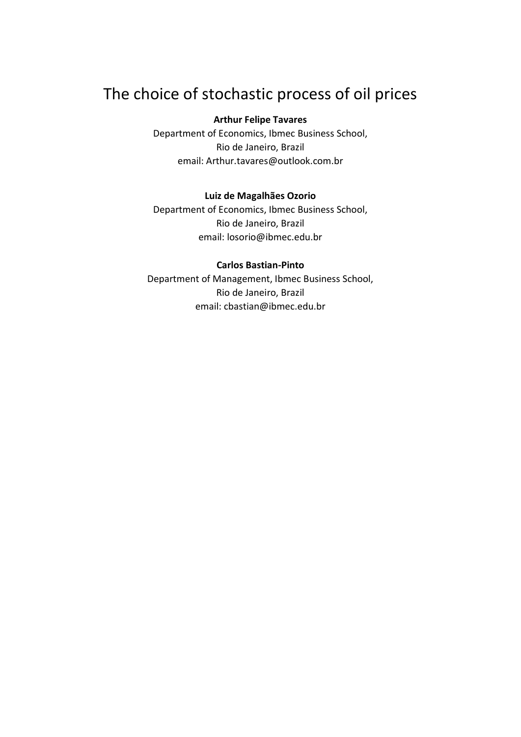# The choice of stochastic process of oil prices

**Arthur Felipe Tavares**

Department of Economics, Ibmec Business School,
Rio de Janeiro, Brazil
email: Arthur.tavares@outlook.com.br

**Luiz de Magalhães Ozorio**

Department of Economics, Ibmec Business School,
Rio de Janeiro, Brazil
email: losorio@ibmec.edu.br

**Carlos Bastian-Pinto**

Department of Management, Ibmec Business School,
Rio de Janeiro, Brazil
email: cbastian@ibmec.edu.br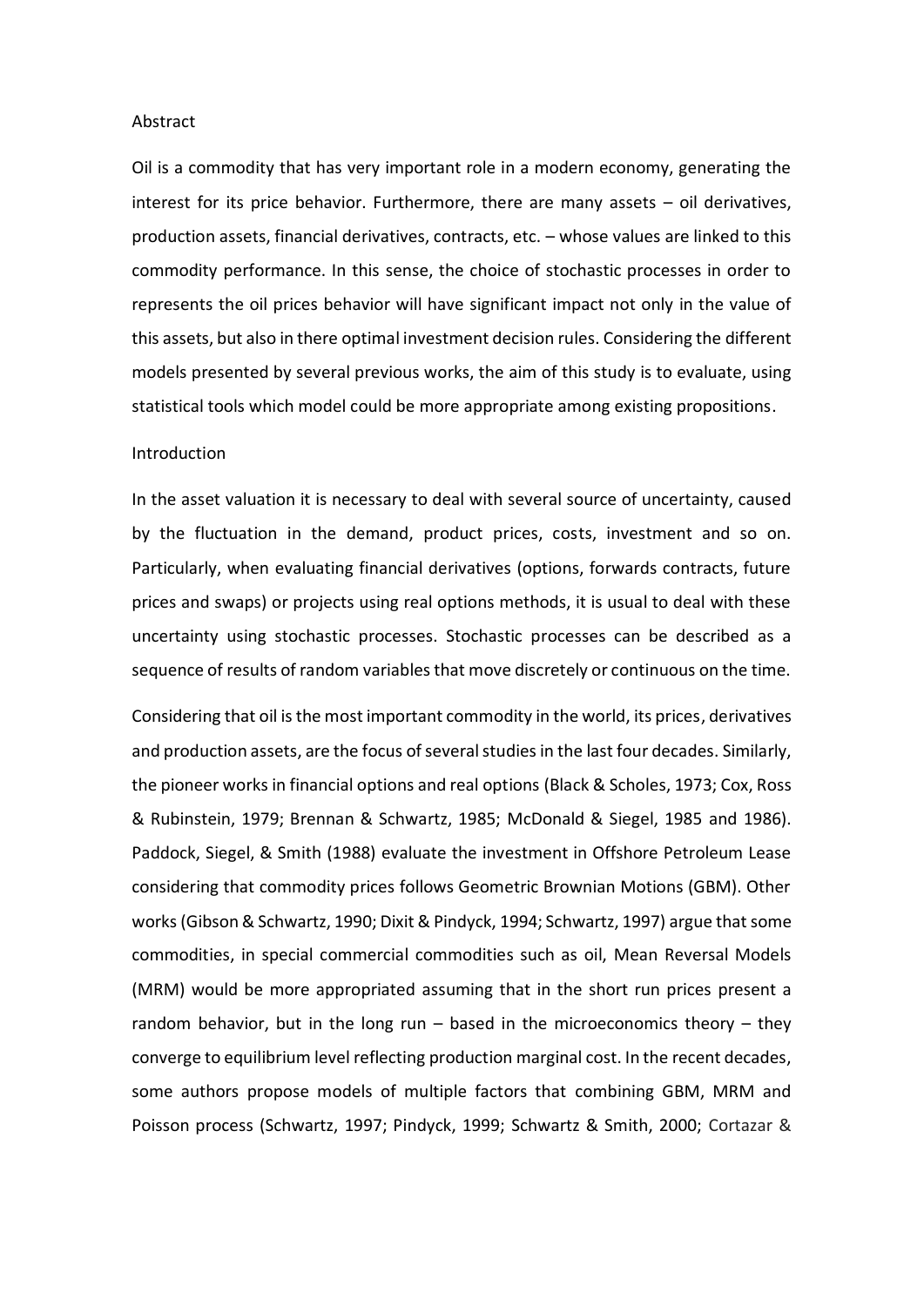## Abstract

Oil is a commodity that has very important role in a modern economy, generating the interest for its price behavior. Furthermore, there are many assets – oil derivatives, production assets, financial derivatives, contracts, etc. – whose values are linked to this commodity performance. In this sense, the choice of stochastic processes in order to represents the oil prices behavior will have significant impact not only in the value of this assets, but also in there optimal investment decision rules. Considering the different models presented by several previous works, the aim of this study is to evaluate, using statistical tools which model could be more appropriate among existing propositions.

## Introduction

In the asset valuation it is necessary to deal with several source of uncertainty, caused by the fluctuation in the demand, product prices, costs, investment and so on. Particularly, when evaluating financial derivatives (options, forwards contracts, future prices and swaps) or projects using real options methods, it is usual to deal with these uncertainty using stochastic processes. Stochastic processes can be described as a sequence of results of random variables that move discretely or continuous on the time.

Considering that oil is the most important commodity in the world, its prices, derivatives and production assets, are the focus of several studies in the last four decades. Similarly, the pioneer works in financial options and real options (Black & Scholes, 1973; Cox, Ross & Rubinstein, 1979; Brennan & Schwartz, 1985; McDonald & Siegel, 1985 and 1986). Paddock, Siegel, & Smith (1988) evaluate the investment in Offshore Petroleum Lease considering that commodity prices follows Geometric Brownian Motions (GBM). Other works (Gibson & Schwartz, 1990; Dixit & Pindyck, 1994; Schwartz, 1997) argue that some commodities, in special commercial commodities such as oil, Mean Reversal Models (MRM) would be more appropriated assuming that in the short run prices present a random behavior, but in the long run – based in the microeconomics theory – they converge to equilibrium level reflecting production marginal cost. In the recent decades, some authors propose models of multiple factors that combining GBM, MRM and Poisson process (Schwartz, 1997; Pindyck, 1999; Schwartz & Smith, 2000; Cortazar &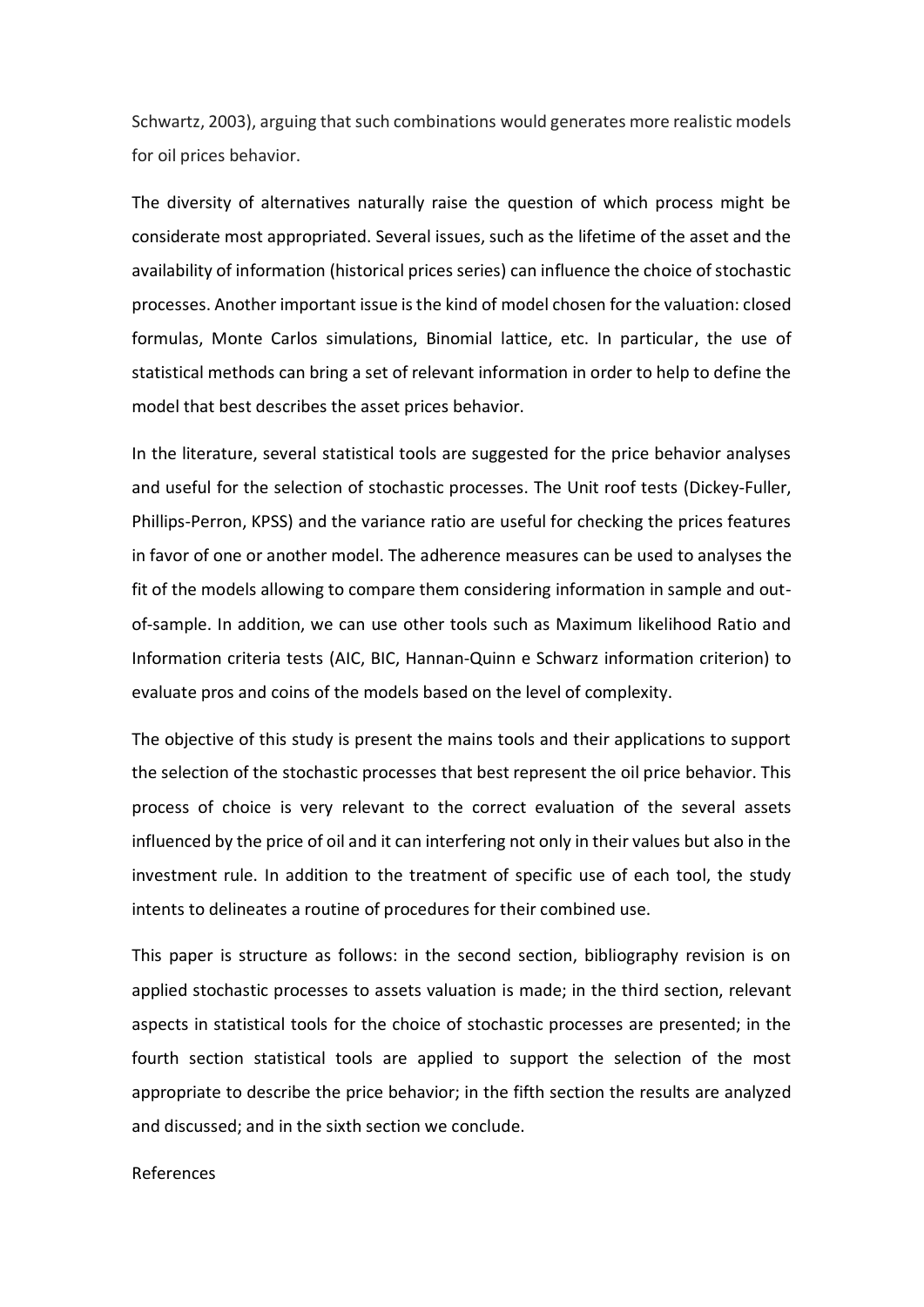Schwartz, 2003), arguing that such combinations would generates more realistic models for oil prices behavior.

The diversity of alternatives naturally raise the question of which process might be considerate most appropriated. Several issues, such as the lifetime of the asset and the availability of information (historical prices series) can influence the choice of stochastic processes. Another important issue is the kind of model chosen for the valuation: closed formulas, Monte Carlos simulations, Binomial lattice, etc. In particular, the use of statistical methods can bring a set of relevant information in order to help to define the model that best describes the asset prices behavior.

In the literature, several statistical tools are suggested for the price behavior analyses and useful for the selection of stochastic processes. The Unit roof tests (Dickey-Fuller, Phillips-Perron, KPSS) and the variance ratio are useful for checking the prices features in favor of one or another model. The adherence measures can be used to analyses the fit of the models allowing to compare them considering information in sample and out-of-sample. In addition, we can use other tools such as Maximum likelihood Ratio and Information criteria tests (AIC, BIC, Hannan-Quinn e Schwarz information criterion) to evaluate pros and coins of the models based on the level of complexity.

The objective of this study is present the mains tools and their applications to support the selection of the stochastic processes that best represent the oil price behavior. This process of choice is very relevant to the correct evaluation of the several assets influenced by the price of oil and it can interfering not only in their values but also in the investment rule. In addition to the treatment of specific use of each tool, the study intents to delineates a routine of procedures for their combined use.

This paper is structure as follows: in the second section, bibliography revision is on applied stochastic processes to assets valuation is made; in the third section, relevant aspects in statistical tools for the choice of stochastic processes are presented; in the fourth section statistical tools are applied to support the selection of the most appropriate to describe the price behavior; in the fifth section the results are analyzed and discussed; and in the sixth section we conclude.

References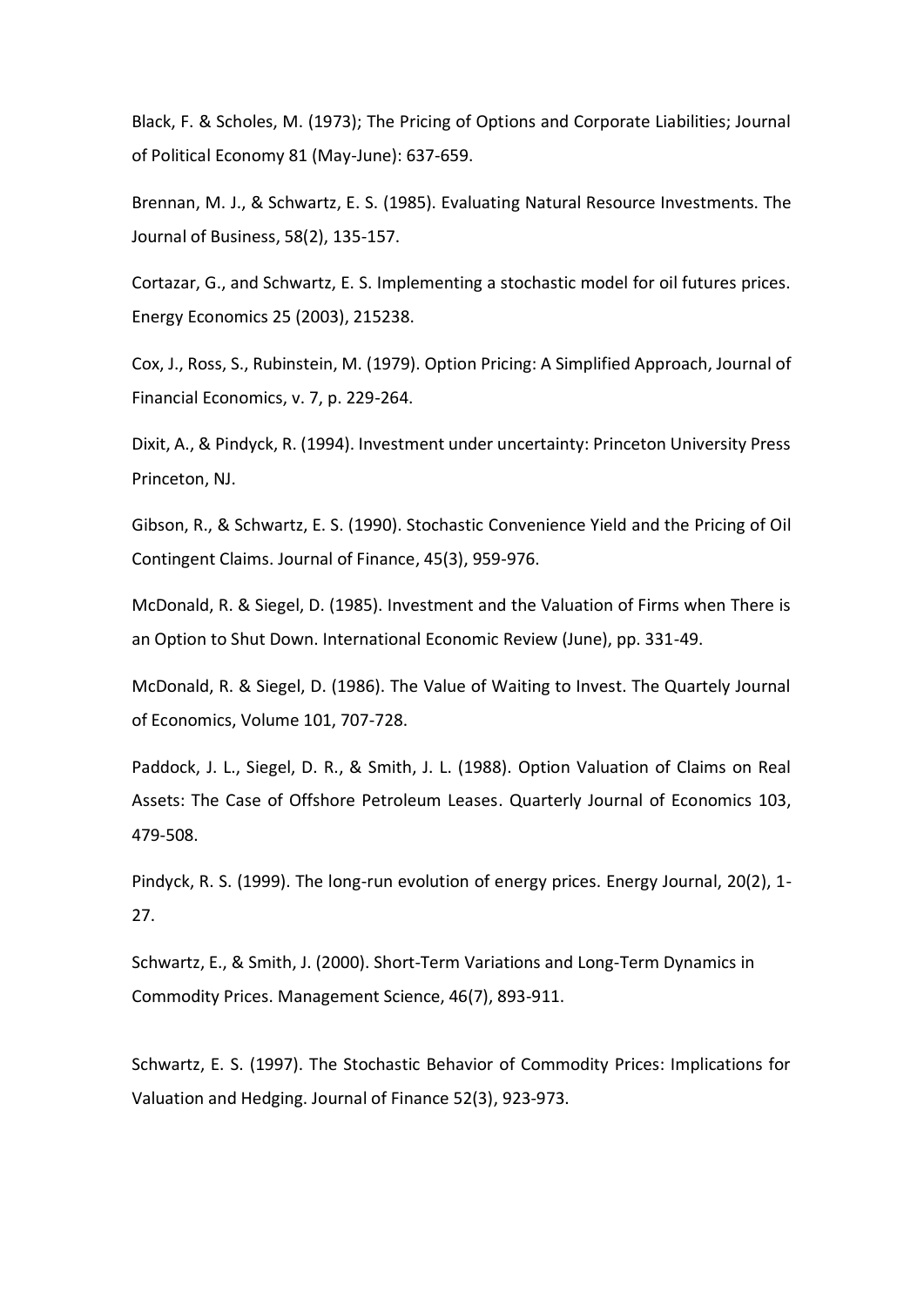Black, F. & Scholes, M. (1973); The Pricing of Options and Corporate Liabilities; Journal of Political Economy 81 (May-June): 637-659.

Brennan, M. J., & Schwartz, E. S. (1985). Evaluating Natural Resource Investments. The Journal of Business, 58(2), 135-157.

Cortazar, G., and Schwartz, E. S. Implementing a stochastic model for oil futures prices. Energy Economics 25 (2003), 215238.

Cox, J., Ross, S., Rubinstein, M. (1979). Option Pricing: A Simplified Approach, Journal of Financial Economics, v. 7, p. 229-264.

Dixit, A., & Pindyck, R. (1994). Investment under uncertainty: Princeton University Press Princeton, NJ.

Gibson, R., & Schwartz, E. S. (1990). Stochastic Convenience Yield and the Pricing of Oil Contingent Claims. Journal of Finance, 45(3), 959-976.

McDonald, R. & Siegel, D. (1985). Investment and the Valuation of Firms when There is an Option to Shut Down. International Economic Review (June), pp. 331-49.

McDonald, R. & Siegel, D. (1986). The Value of Waiting to Invest. The Quartely Journal of Economics, Volume 101, 707-728.

Paddock, J. L., Siegel, D. R., & Smith, J. L. (1988). Option Valuation of Claims on Real Assets: The Case of Offshore Petroleum Leases. Quarterly Journal of Economics 103, 479-508.

Pindyck, R. S. (1999). The long-run evolution of energy prices. Energy Journal, 20(2), 1-27.

Schwartz, E., & Smith, J. (2000). Short-Term Variations and Long-Term Dynamics in Commodity Prices. Management Science, 46(7), 893-911.

Schwartz, E. S. (1997). The Stochastic Behavior of Commodity Prices: Implications for Valuation and Hedging. Journal of Finance 52(3), 923-973.